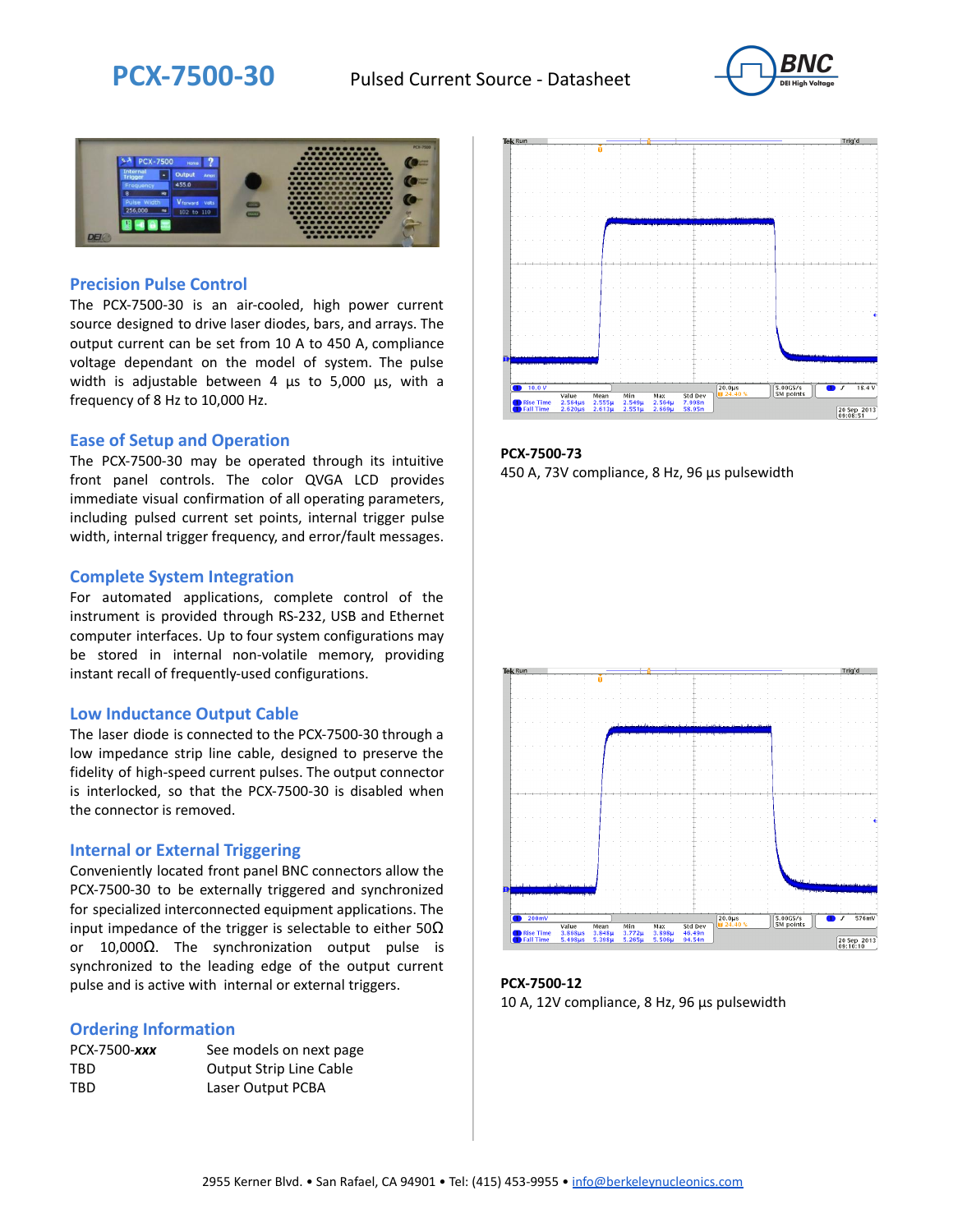# PCX-7500-30

Pulsed Current Source - Datasheet

## Precision Pulse Control

The PCX-7500-30 is an air-cooled, high power current source designed to drive laser diodes, bars, and arrays. The output current can be set from 10 A to 450 A, compliance voltage dependant on the model of system. The pulse width is adjustable between 4 µs to 5,000 µs, with a frequency of 8 Hz to 10,000 Hz.

## Ease of Setup and Operation

The PCX-7500-30 may be operated through its intuitive front panel controls. The color QVGA LCD provides immediate visual confirmation of all operating parameters, including pulsed current set points, internal trigger pulse width, internal trigger frequency, and error/fault messages.

## Complete System Integration

For automated applications, complete control of the instrument is provided through RS-232, USB and Ethernet computer interfaces. Up to four system configurations may be stored in internal non-volatile memory, providing instant recall of frequently-used configurations.

## Low Inductance Output Cable

The laser diode is connected to the PCX-7500-30 through a low impedance strip line cable, designed to preserve the fidelity of high-speed current pulses. The output connector is interlocked, so that the PCX-7500-30 is disabled when the connector is removed.

## Internal or External Triggering

Conveniently located front panel BNC connectors allow the PCX-7500-30 to be externally triggered and synchronized for specialized interconnected equipment applications. The input impedance of the trigger is selectable to either 50Ω or 10,000Ω. The synchronization output pulse is synchronized to the leading edge of the output current pulse and is active with internal or external triggers.

## Ordering Information

| | |
|---|---|
| PCX-7500-*xxx* | See models on next page |
| TBD | Output Strip Line Cable |
| TBD | Laser Output PCBA |

**PCX-7500-73**
450 A, 73V compliance, 8 Hz, 96 µs pulsewidth

**PCX-7500-12**
10 A, 12V compliance, 8 Hz, 96 µs pulsewidth

2955 Kerner Blvd. • San Rafael, CA 94901 • Tel: (415) 453-9955 • info@berkeleynucleonics.com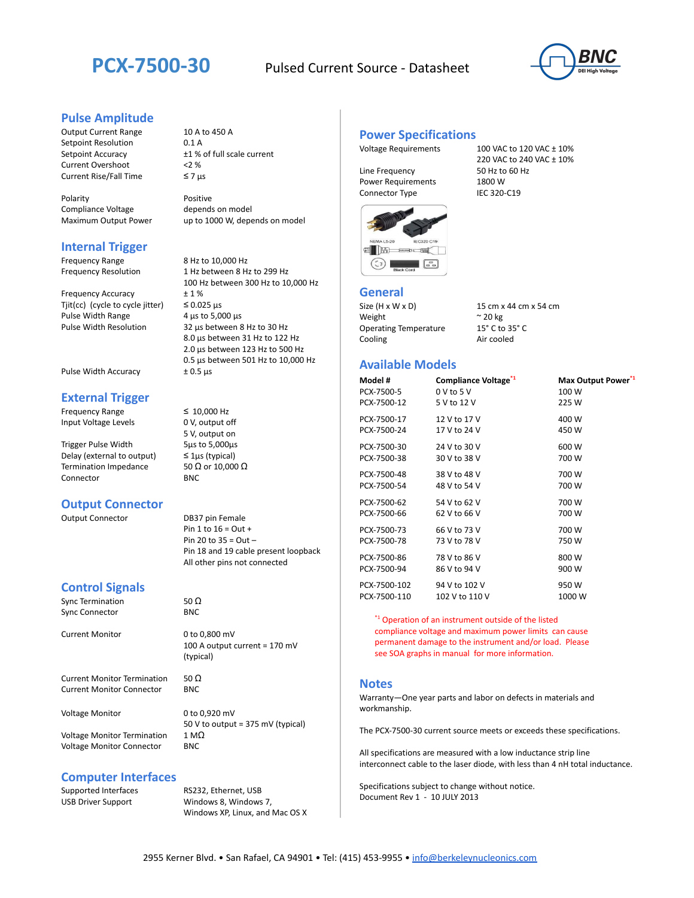# PCX-7500-30

Pulsed Current Source - Datasheet

## Pulse Amplitude

| | |
|---|---|
| Output Current Range | 10 A to 450 A |
| Setpoint Resolution | 0.1 A |
| Setpoint Accuracy | ±1 % of full scale current |
| Current Overshoot | <2 % |
| Current Rise/Fall Time | ≤ 7 µs |
| Polarity | Positive |
| Compliance Voltage | depends on model |
| Maximum Output Power | up to 1000 W, depends on model |

## Internal Trigger

| | |
|---|---|
| Frequency Range | 8 Hz to 10,000 Hz |
| Frequency Resolution | 1 Hz between 8 Hz to 299 Hz<br>100 Hz between 300 Hz to 10,000 Hz |
| Frequency Accuracy | ± 1 % |
| Tjit(cc) (cycle to cycle jitter) | ≤ 0.025 µs |
| Pulse Width Range | 4 µs to 5,000 µs |
| Pulse Width Resolution | 32 µs between 8 Hz to 30 Hz<br>8.0 µs between 31 Hz to 122 Hz<br>2.0 µs between 123 Hz to 500 Hz<br>0.5 µs between 501 Hz to 10,000 Hz |
| Pulse Width Accuracy | ± 0.5 µs |

## External Trigger

| | |
|---|---|
| Frequency Range | ≤ 10,000 Hz |
| Input Voltage Levels | 0 V, output off<br>5 V, output on |
| Trigger Pulse Width | 5µs to 5,000µs |
| Delay (external to output) | ≤ 1µs (typical) |
| Termination Impedance | 50 Ω or 10,000 Ω |
| Connector | BNC |

## Output Connector

| | |
|---|---|
| Output Connector | DB37 pin Female<br>Pin 1 to 16 = Out +<br>Pin 20 to 35 = Out –<br>Pin 18 and 19 cable present loopback<br>All other pins not connected |

## Control Signals

| | |
|---|---|
| Sync Termination | 50 Ω |
| Sync Connector | BNC |
| Current Monitor | 0 to 0,800 mV<br>100 A output current = 170 mV (typical) |
| Current Monitor Termination | 50 Ω |
| Current Monitor Connector | BNC |
| Voltage Monitor | 0 to 0,920 mV<br>50 V to output = 375 mV (typical) |
| Voltage Monitor Termination | 1 MΩ |
| Voltage Monitor Connector | BNC |

## Computer Interfaces

| | |
|---|---|
| Supported Interfaces | RS232, Ethernet, USB |
| USB Driver Support | Windows 8, Windows 7, Windows XP, Linux, and Mac OS X |

## Power Specifications

| | |
|---|---|
| Voltage Requirements | 100 VAC to 120 VAC ± 10%<br>220 VAC to 240 VAC ± 10% |
| Line Frequency | 50 Hz to 60 Hz |
| Power Requirements | 1800 W |
| Connector Type | IEC 320-C19 |

NEMA L5-20 · IEC320 C19 · Black Cord

## General

| | |
|---|---|
| Size (H x W x D) | 15 cm x 44 cm x 54 cm |
| Weight | ~ 20 kg |
| Operating Temperature | 15° C to 35° C |
| Cooling | Air cooled |

## Available Models

| Model # | Compliance Voltage[*1] | Max Output Power[*1] |
|---|---|---|
| PCX-7500-5 | 0 V to 5 V | 100 W |
| PCX-7500-12 | 5 V to 12 V | 225 W |
| PCX-7500-17 | 12 V to 17 V | 400 W |
| PCX-7500-24 | 17 V to 24 V | 450 W |
| PCX-7500-30 | 24 V to 30 V | 600 W |
| PCX-7500-38 | 30 V to 38 V | 700 W |
| PCX-7500-48 | 38 V to 48 V | 700 W |
| PCX-7500-54 | 48 V to 54 V | 700 W |
| PCX-7500-62 | 54 V to 62 V | 700 W |
| PCX-7500-66 | 62 V to 66 V | 700 W |
| PCX-7500-73 | 66 V to 73 V | 700 W |
| PCX-7500-78 | 73 V to 78 V | 750 W |
| PCX-7500-86 | 78 V to 86 V | 800 W |
| PCX-7500-94 | 86 V to 94 V | 900 W |
| PCX-7500-102 | 94 V to 102 V | 950 W |
| PCX-7500-110 | 102 V to 110 V | 1000 W |

[*1] Operation of an instrument outside of the listed compliance voltage and maximum power limits can cause permanent damage to the instrument and/or load. Please see SOA graphs in manual for more information.

## Notes

Warranty—One year parts and labor on defects in materials and workmanship.

The PCX-7500-30 current source meets or exceeds these specifications.

All specifications are measured with a low inductance strip line interconnect cable to the laser diode, with less than 4 nH total inductance.

Specifications subject to change without notice.
Document Rev 1 - 10 JULY 2013

2955 Kerner Blvd. • San Rafael, CA 94901 • Tel: (415) 453-9955 • info@berkeleynucleonics.com